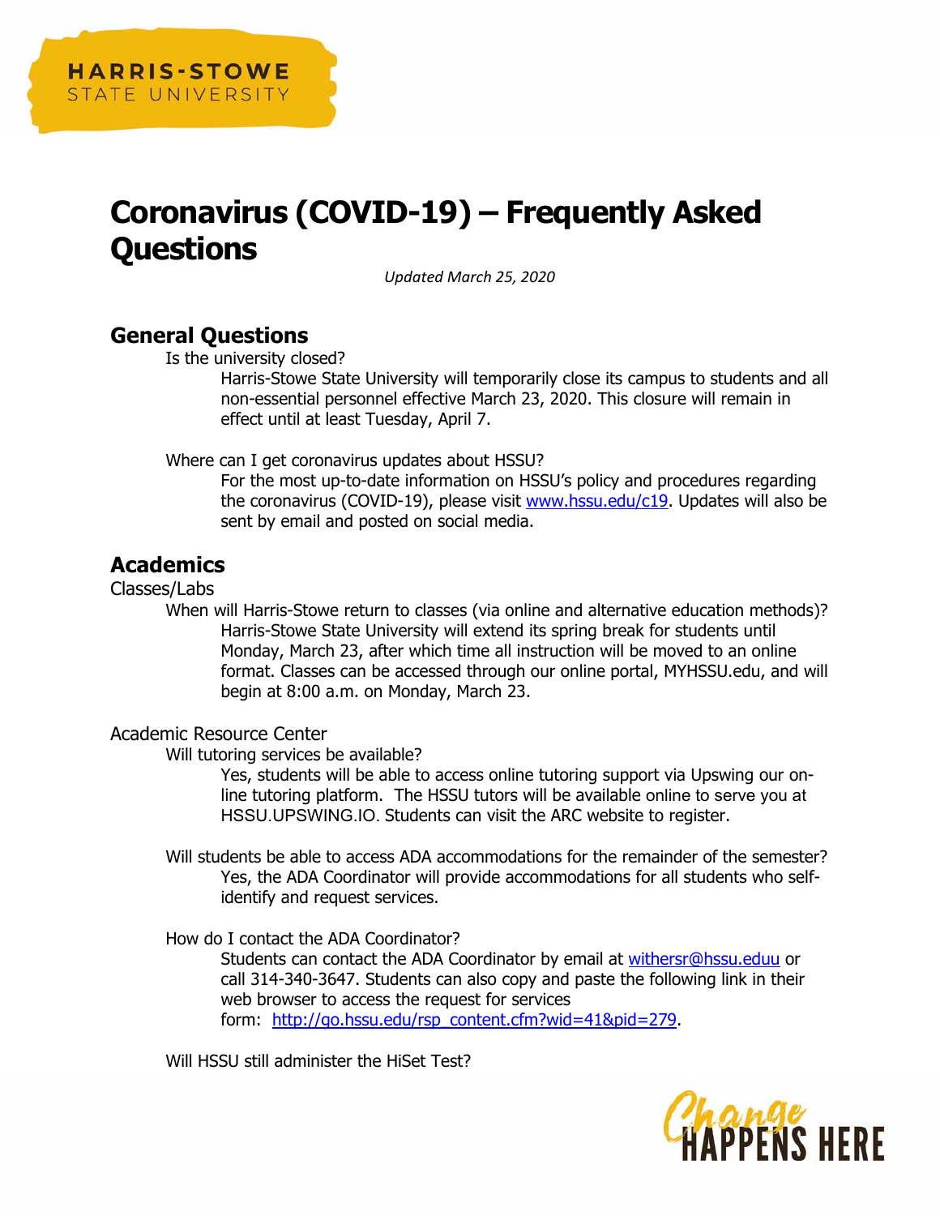Harris-Stowe State University

# Coronavirus (COVID-19) – Frequently Asked Questions

*Updated March 25, 2020*

## General Questions

Is the university closed?

Harris-Stowe State University will temporarily close its campus to students and all non-essential personnel effective March 23, 2020. This closure will remain in effect until at least Tuesday, April 7.

Where can I get coronavirus updates about HSSU?

For the most up-to-date information on HSSU's policy and procedures regarding the coronavirus (COVID-19), please visit [www.hssu.edu/c19](www.hssu.edu/c19). Updates will also be sent by email and posted on social media.

## Academics

### Classes/Labs

When will Harris-Stowe return to classes (via online and alternative education methods)?

Harris-Stowe State University will extend its spring break for students until Monday, March 23, after which time all instruction will be moved to an online format. Classes can be accessed through our online portal, MYHSSU.edu, and will begin at 8:00 a.m. on Monday, March 23.

### Academic Resource Center

Will tutoring services be available?

Yes, students will be able to access online tutoring support via Upswing our on-line tutoring platform. The HSSU tutors will be available online to serve you at HSSU.UPSWING.IO. Students can visit the ARC website to register.

Will students be able to access ADA accommodations for the remainder of the semester?

Yes, the ADA Coordinator will provide accommodations for all students who self-identify and request services.

How do I contact the ADA Coordinator?

Students can contact the ADA Coordinator by email at [withersr@hssu.eduu](mailto:withersr@hssu.eduu) or call 314-340-3647. Students can also copy and paste the following link in their web browser to access the request for services form: [http://go.hssu.edu/rsp_content.cfm?wid=41&pid=279](http://go.hssu.edu/rsp_content.cfm?wid=41&pid=279).

Will HSSU still administer the HiSet Test?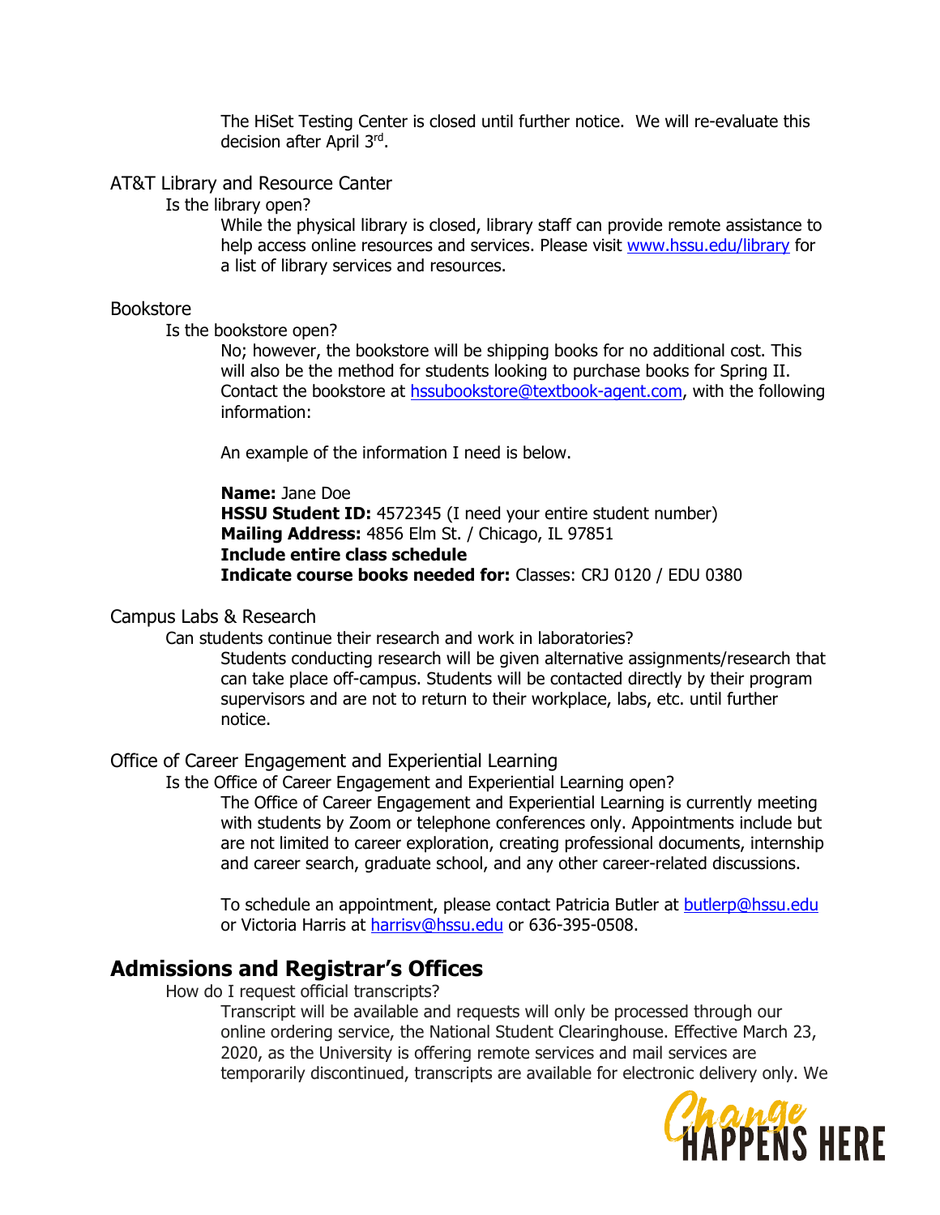The HiSet Testing Center is closed until further notice. We will re-evaluate this decision after April 3rd.

### AT&T Library and Resource Canter

Is the library open?

While the physical library is closed, library staff can provide remote assistance to help access online resources and services. Please visit www.hssu.edu/library for a list of library services and resources.

### Bookstore

Is the bookstore open?

No; however, the bookstore will be shipping books for no additional cost. This will also be the method for students looking to purchase books for Spring II. Contact the bookstore at hssubookstore@textbook-agent.com, with the following information:

An example of the information I need is below.

**Name:** Jane Doe
**HSSU Student ID:** 4572345 (I need your entire student number)
**Mailing Address:** 4856 Elm St. / Chicago, IL 97851
**Include entire class schedule**
**Indicate course books needed for:** Classes: CRJ 0120 / EDU 0380

### Campus Labs & Research

Can students continue their research and work in laboratories?

Students conducting research will be given alternative assignments/research that can take place off-campus. Students will be contacted directly by their program supervisors and are not to return to their workplace, labs, etc. until further notice.

### Office of Career Engagement and Experiential Learning

Is the Office of Career Engagement and Experiential Learning open?

The Office of Career Engagement and Experiential Learning is currently meeting with students by Zoom or telephone conferences only. Appointments include but are not limited to career exploration, creating professional documents, internship and career search, graduate school, and any other career-related discussions.

To schedule an appointment, please contact Patricia Butler at butlerp@hssu.edu or Victoria Harris at harrisv@hssu.edu or 636-395-0508.

## Admissions and Registrar's Offices

How do I request official transcripts?

Transcript will be available and requests will only be processed through our online ordering service, the National Student Clearinghouse. Effective March 23, 2020, as the University is offering remote services and mail services are temporarily discontinued, transcripts are available for electronic delivery only. We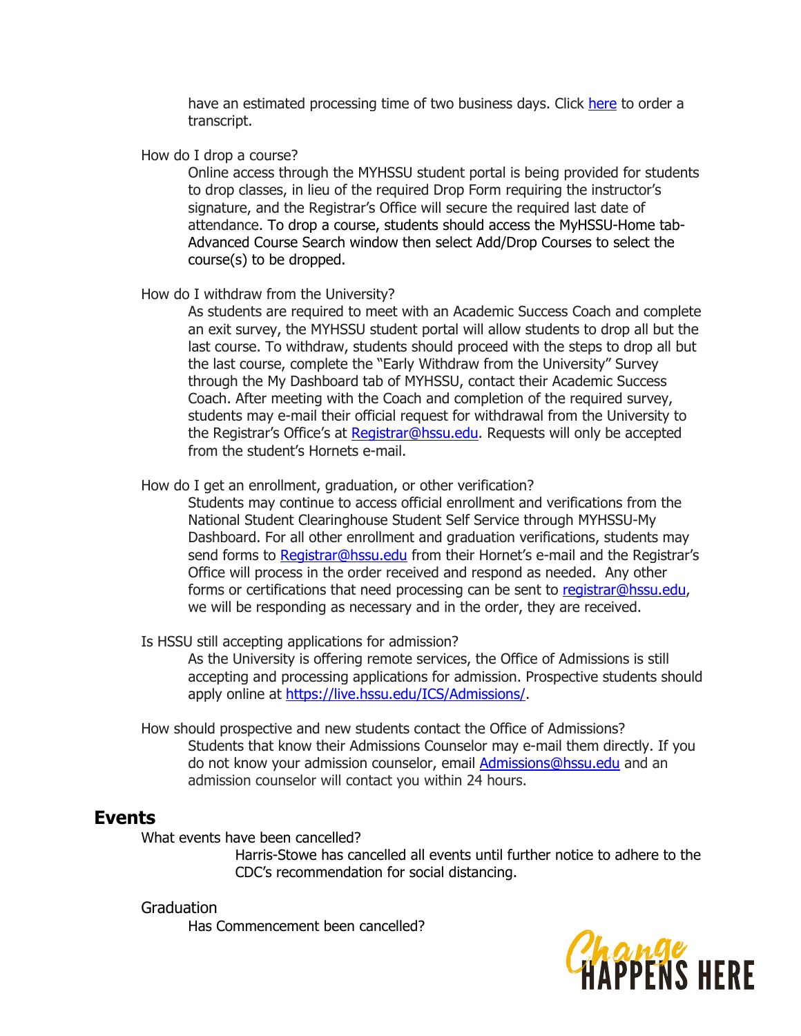have an estimated processing time of two business days. Click [here] to order a transcript.

How do I drop a course?

Online access through the MYHSSU student portal is being provided for students to drop classes, in lieu of the required Drop Form requiring the instructor's signature, and the Registrar's Office will secure the required last date of attendance. To drop a course, students should access the MyHSSU-Home tab-Advanced Course Search window then select Add/Drop Courses to select the course(s) to be dropped.

How do I withdraw from the University?

As students are required to meet with an Academic Success Coach and complete an exit survey, the MYHSSU student portal will allow students to drop all but the last course. To withdraw, students should proceed with the steps to drop all but the last course, complete the "Early Withdraw from the University" Survey through the My Dashboard tab of MYHSSU, contact their Academic Success Coach. After meeting with the Coach and completion of the required survey, students may e-mail their official request for withdrawal from the University to the Registrar's Office's at Registrar@hssu.edu. Requests will only be accepted from the student's Hornets e-mail.

How do I get an enrollment, graduation, or other verification?

Students may continue to access official enrollment and verifications from the National Student Clearinghouse Student Self Service through MYHSSU-My Dashboard. For all other enrollment and graduation verifications, students may send forms to Registrar@hssu.edu from their Hornet's e-mail and the Registrar's Office will process in the order received and respond as needed. Any other forms or certifications that need processing can be sent to registrar@hssu.edu, we will be responding as necessary and in the order, they are received.

Is HSSU still accepting applications for admission?

As the University is offering remote services, the Office of Admissions is still accepting and processing applications for admission. Prospective students should apply online at https://live.hssu.edu/ICS/Admissions/.

How should prospective and new students contact the Office of Admissions?

Students that know their Admissions Counselor may e-mail them directly. If you do not know your admission counselor, email Admissions@hssu.edu and an admission counselor will contact you within 24 hours.

## Events

What events have been cancelled?

Harris-Stowe has cancelled all events until further notice to adhere to the CDC's recommendation for social distancing.

Graduation

Has Commencement been cancelled?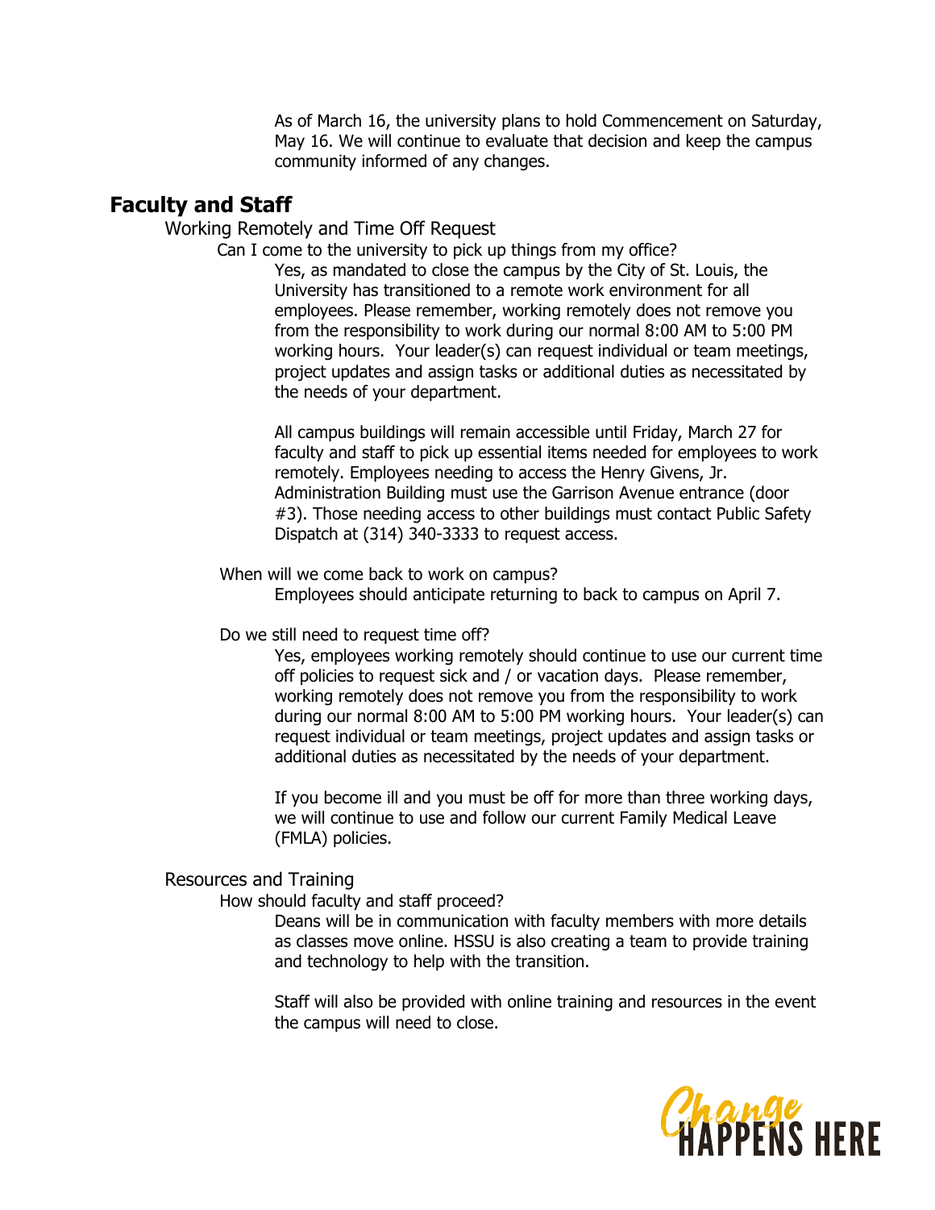As of March 16, the university plans to hold Commencement on Saturday, May 16. We will continue to evaluate that decision and keep the campus community informed of any changes.

## Faculty and Staff

### Working Remotely and Time Off Request

#### Can I come to the university to pick up things from my office?

Yes, as mandated to close the campus by the City of St. Louis, the University has transitioned to a remote work environment for all employees. Please remember, working remotely does not remove you from the responsibility to work during our normal 8:00 AM to 5:00 PM working hours. Your leader(s) can request individual or team meetings, project updates and assign tasks or additional duties as necessitated by the needs of your department.

All campus buildings will remain accessible until Friday, March 27 for faculty and staff to pick up essential items needed for employees to work remotely. Employees needing to access the Henry Givens, Jr. Administration Building must use the Garrison Avenue entrance (door #3). Those needing access to other buildings must contact Public Safety Dispatch at (314) 340-3333 to request access.

#### When will we come back to work on campus?

Employees should anticipate returning to back to campus on April 7.

#### Do we still need to request time off?

Yes, employees working remotely should continue to use our current time off policies to request sick and / or vacation days. Please remember, working remotely does not remove you from the responsibility to work during our normal 8:00 AM to 5:00 PM working hours. Your leader(s) can request individual or team meetings, project updates and assign tasks or additional duties as necessitated by the needs of your department.

If you become ill and you must be off for more than three working days, we will continue to use and follow our current Family Medical Leave (FMLA) policies.

### Resources and Training

#### How should faculty and staff proceed?

Deans will be in communication with faculty members with more details as classes move online. HSSU is also creating a team to provide training and technology to help with the transition.

Staff will also be provided with online training and resources in the event the campus will need to close.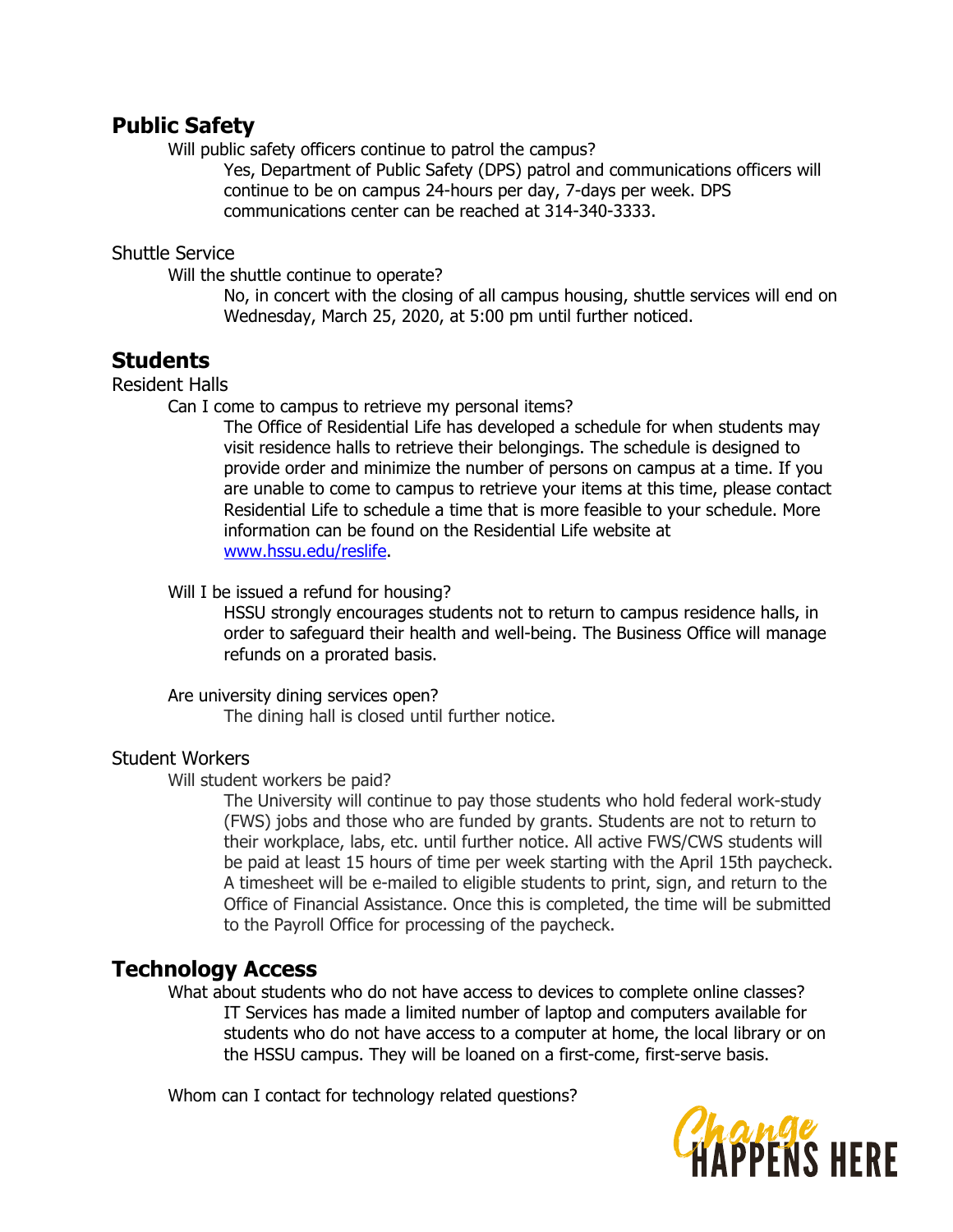## Public Safety

### Will public safety officers continue to patrol the campus?

Yes, Department of Public Safety (DPS) patrol and communications officers will continue to be on campus 24-hours per day, 7-days per week. DPS communications center can be reached at 314-340-3333.

### Shuttle Service

#### Will the shuttle continue to operate?

No, in concert with the closing of all campus housing, shuttle services will end on Wednesday, March 25, 2020, at 5:00 pm until further noticed.

## Students

### Resident Halls

#### Can I come to campus to retrieve my personal items?

The Office of Residential Life has developed a schedule for when students may visit residence halls to retrieve their belongings. The schedule is designed to provide order and minimize the number of persons on campus at a time. If you are unable to come to campus to retrieve your items at this time, please contact Residential Life to schedule a time that is more feasible to your schedule. More information can be found on the Residential Life website at [www.hssu.edu/reslife](http://www.hssu.edu/reslife).

#### Will I be issued a refund for housing?

HSSU strongly encourages students not to return to campus residence halls, in order to safeguard their health and well-being. The Business Office will manage refunds on a prorated basis.

#### Are university dining services open?

The dining hall is closed until further notice.

### Student Workers

#### Will student workers be paid?

The University will continue to pay those students who hold federal work-study (FWS) jobs and those who are funded by grants. Students are not to return to their workplace, labs, etc. until further notice. All active FWS/CWS students will be paid at least 15 hours of time per week starting with the April 15th paycheck. A timesheet will be e-mailed to eligible students to print, sign, and return to the Office of Financial Assistance. Once this is completed, the time will be submitted to the Payroll Office for processing of the paycheck.

## Technology Access

### What about students who do not have access to devices to complete online classes?

IT Services has made a limited number of laptop and computers available for students who do not have access to a computer at home, the local library or on the HSSU campus. They will be loaned on a first-come, first-serve basis.

### Whom can I contact for technology related questions?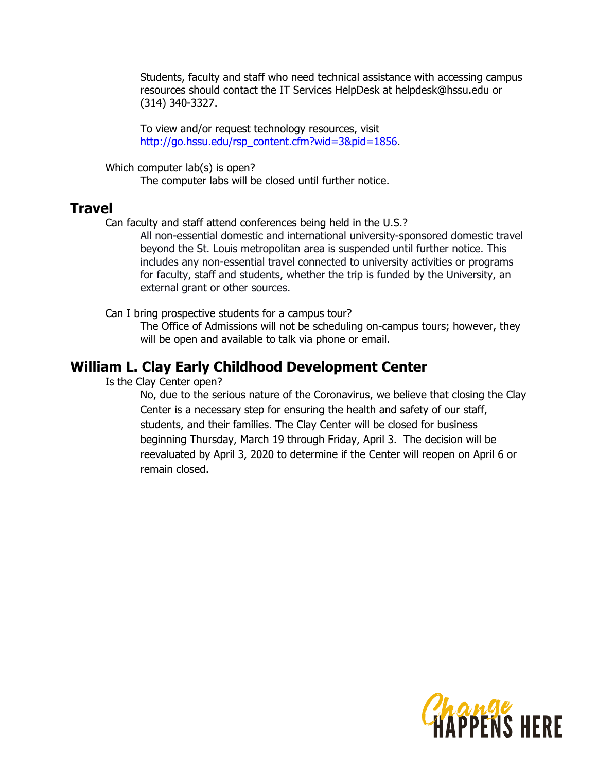Students, faculty and staff who need technical assistance with accessing campus resources should contact the IT Services HelpDesk at helpdesk@hssu.edu or (314) 340-3327.

To view and/or request technology resources, visit http://go.hssu.edu/rsp_content.cfm?wid=3&pid=1856.

Which computer lab(s) is open?

The computer labs will be closed until further notice.

## Travel

Can faculty and staff attend conferences being held in the U.S.?

All non-essential domestic and international university-sponsored domestic travel beyond the St. Louis metropolitan area is suspended until further notice. This includes any non-essential travel connected to university activities or programs for faculty, staff and students, whether the trip is funded by the University, an external grant or other sources.

Can I bring prospective students for a campus tour?

The Office of Admissions will not be scheduling on-campus tours; however, they will be open and available to talk via phone or email.

## William L. Clay Early Childhood Development Center

Is the Clay Center open?

No, due to the serious nature of the Coronavirus, we believe that closing the Clay Center is a necessary step for ensuring the health and safety of our staff, students, and their families. The Clay Center will be closed for business beginning Thursday, March 19 through Friday, April 3. The decision will be reevaluated by April 3, 2020 to determine if the Center will reopen on April 6 or remain closed.